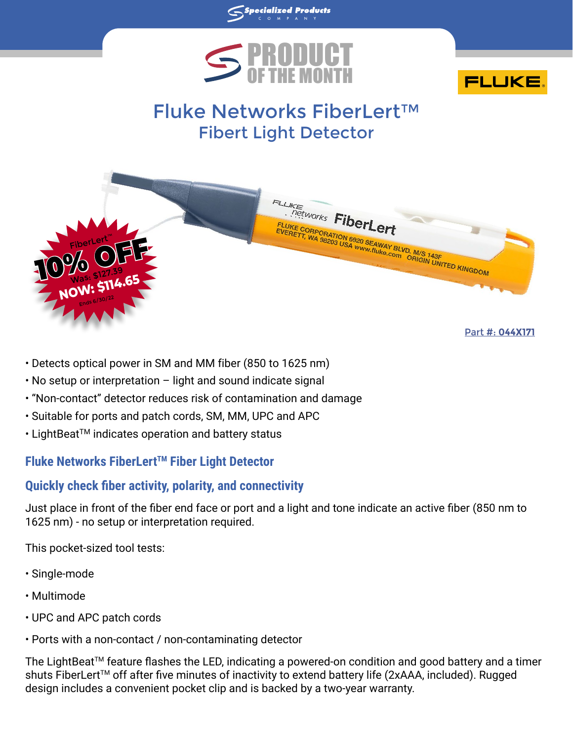Specialized Products Company

PRODUCT OF THE MONTH

FLUKE

# Fluke Networks FiberLert™
## Fibert Light Detector

FiberLert™ 10% OFF Was: $127.39 NOW: $114.65 Ends 6/30/22

Part #: 044X171

- Detects optical power in SM and MM fiber (850 to 1625 nm)
- No setup or interpretation – light and sound indicate signal
- "Non-contact" detector reduces risk of contamination and damage
- Suitable for ports and patch cords, SM, MM, UPC and APC
- LightBeat™ indicates operation and battery status

### Fluke Networks FiberLert™ Fiber Light Detector

### Quickly check fiber activity, polarity, and connectivity

Just place in front of the fiber end face or port and a light and tone indicate an active fiber (850 nm to 1625 nm) - no setup or interpretation required.

This pocket-sized tool tests:

- Single-mode
- Multimode
- UPC and APC patch cords
- Ports with a non-contact / non-contaminating detector

The LightBeat™ feature flashes the LED, indicating a powered-on condition and good battery and a timer shuts FiberLert™ off after five minutes of inactivity to extend battery life (2xAAA, included). Rugged design includes a convenient pocket clip and is backed by a two-year warranty.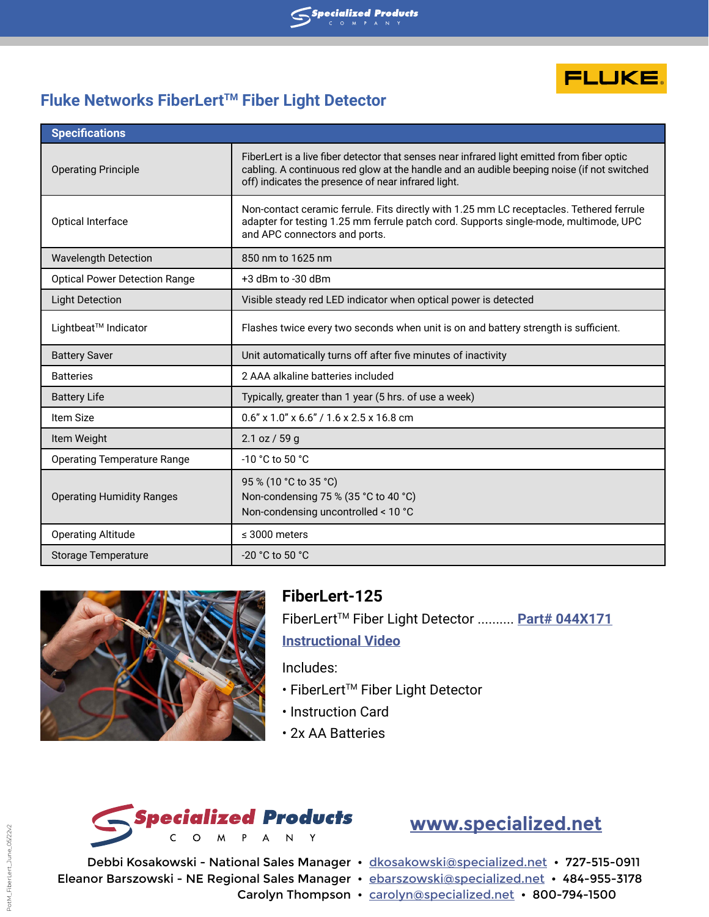# Fluke Networks FiberLert™ Fiber Light Detector

| Specifications | |
|---|---|
| Operating Principle | FiberLert is a live fiber detector that senses near infrared light emitted from fiber optic cabling. A continuous red glow at the handle and an audible beeping noise (if not switched off) indicates the presence of near infrared light. |
| Optical Interface | Non-contact ceramic ferrule. Fits directly with 1.25 mm LC receptacles. Tethered ferrule adapter for testing 1.25 mm ferrule patch cord. Supports single-mode, multimode, UPC and APC connectors and ports. |
| Wavelength Detection | 850 nm to 1625 nm |
| Optical Power Detection Range | +3 dBm to -30 dBm |
| Light Detection | Visible steady red LED indicator when optical power is detected |
| Lightbeat™ Indicator | Flashes twice every two seconds when unit is on and battery strength is sufficient. |
| Battery Saver | Unit automatically turns off after five minutes of inactivity |
| Batteries | 2 AAA alkaline batteries included |
| Battery Life | Typically, greater than 1 year (5 hrs. of use a week) |
| Item Size | 0.6" x 1.0" x 6.6" / 1.6 x 2.5 x 16.8 cm |
| Item Weight | 2.1 oz / 59 g |
| Operating Temperature Range | -10 °C to 50 °C |
| Operating Humidity Ranges | 95 % (10 °C to 35 °C)<br>Non-condensing 75 % (35 °C to 40 °C)<br>Non-condensing uncontrolled < 10 °C |
| Operating Altitude | ≤ 3000 meters |
| Storage Temperature | -20 °C to 50 °C |

## FiberLert-125

FiberLert™ Fiber Light Detector .......... Part# 044X171

Instructional Video

Includes:

- FiberLert™ Fiber Light Detector
- Instruction Card
- 2x AA Batteries

Specialized Products Company

www.specialized.net

Debbi Kosakowski - National Sales Manager • dkosakowski@specialized.net • 727-515-0911
Eleanor Barszowski - NE Regional Sales Manager • ebarszowski@specialized.net • 484-955-3178
Carolyn Thompson • carolyn@specialized.net • 800-794-1500